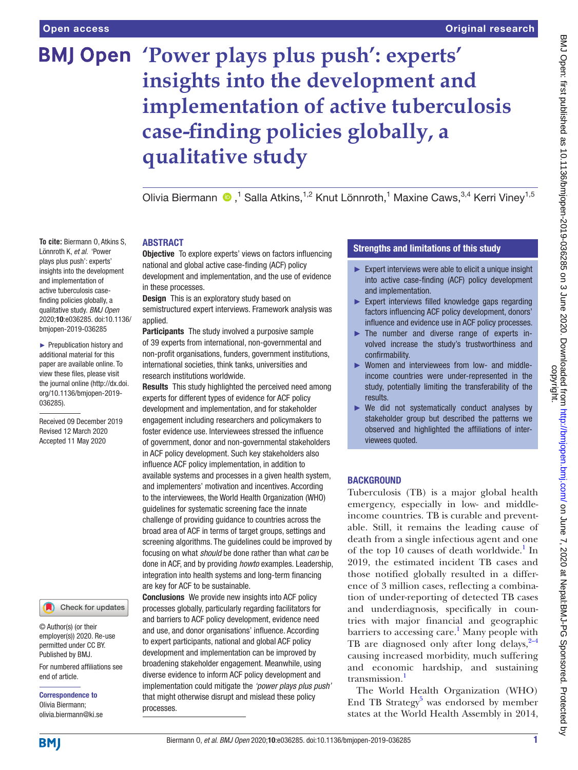# 'Power plays plus push': experts' insights into the development and implementation of active tuberculosis case-finding policies globally, a qualitative study

Olivia Biermann,[1] Salla Atkins,[1,2] Knut Lönnroth,[1] Maxine Caws,[3,4] Kerri Viney[1,5]

**To cite:** Biermann O, Atkins S, Lönnroth K, *et al.* 'Power plays plus push': experts' insights into the development and implementation of active tuberculosis case-finding policies globally, a qualitative study. *BMJ Open* 2020;**10**:e036285. doi:10.1136/bmjopen-2019-036285

► Prepublication history and additional material for this paper are available online. To view these files, please visit the journal online (http://dx.doi.org/10.1136/bmjopen-2019-036285).

Received 09 December 2019
Revised 12 March 2020
Accepted 11 May 2020

© Author(s) (or their employer(s)) 2020. Re-use permitted under CC BY. Published by BMJ.

For numbered affiliations see end of article.

**Correspondence to**
Olivia Biermann;
olivia.biermann@ki.se

## ABSTRACT

**Objective** To explore experts' views on factors influencing national and global active case-finding (ACF) policy development and implementation, and the use of evidence in these processes.

**Design** This is an exploratory study based on semistructured expert interviews. Framework analysis was applied.

**Participants** The study involved a purposive sample of 39 experts from international, non-governmental and non-profit organisations, funders, government institutions, international societies, think tanks, universities and research institutions worldwide.

**Results** This study highlighted the perceived need among experts for different types of evidence for ACF policy development and implementation, and for stakeholder engagement including researchers and policymakers to foster evidence use. Interviewees stressed the influence of government, donor and non-governmental stakeholders in ACF policy development. Such key stakeholders also influence ACF policy implementation, in addition to available systems and processes in a given health system, and implementers' motivation and incentives. According to the interviewees, the World Health Organization (WHO) guidelines for systematic screening face the innate challenge of providing guidance to countries across the broad area of ACF in terms of target groups, settings and screening algorithms. The guidelines could be improved by focusing on what *should* be done rather than what *can* be done in ACF, and by providing *howto* examples. Leadership, integration into health systems and long-term financing are key for ACF to be sustainable.

**Conclusions** We provide new insights into ACF policy processes globally, particularly regarding facilitators for and barriers to ACF policy development, evidence need and use, and donor organisations' influence. According to expert participants, national and global ACF policy development and implementation can be improved by broadening stakeholder engagement. Meanwhile, using diverse evidence to inform ACF policy development and implementation could mitigate the *'power plays plus push'* that might otherwise disrupt and mislead these policy processes.

## Strengths and limitations of this study

- ► Expert interviews were able to elicit a unique insight into active case-finding (ACF) policy development and implementation.
- ► Expert interviews filled knowledge gaps regarding factors influencing ACF policy development, donors' influence and evidence use in ACF policy processes.
- ► The number and diverse range of experts involved increase the study's trustworthiness and confirmability.
- ► Women and interviewees from low- and middle-income countries were under-represented in the study, potentially limiting the transferability of the results.
- ► We did not systematically conduct analyses by stakeholder group but described the patterns we observed and highlighted the affiliations of interviewees quoted.

## BACKGROUND

Tuberculosis (TB) is a major global health emergency, especially in low- and middle-income countries. TB is curable and preventable. Still, it remains the leading cause of death from a single infectious agent and one of the top 10 causes of death worldwide.[1] In 2019, the estimated incident TB cases and those notified globally resulted in a difference of 3 million cases, reflecting a combination of under-reporting of detected TB cases and underdiagnosis, specifically in countries with major financial and geographic barriers to accessing care.[1] Many people with TB are diagnosed only after long delays,[2–4] causing increased morbidity, much suffering and economic hardship, and sustaining transmission.[1]

The World Health Organization (WHO) End TB Strategy[5] was endorsed by member states at the World Health Assembly in 2014,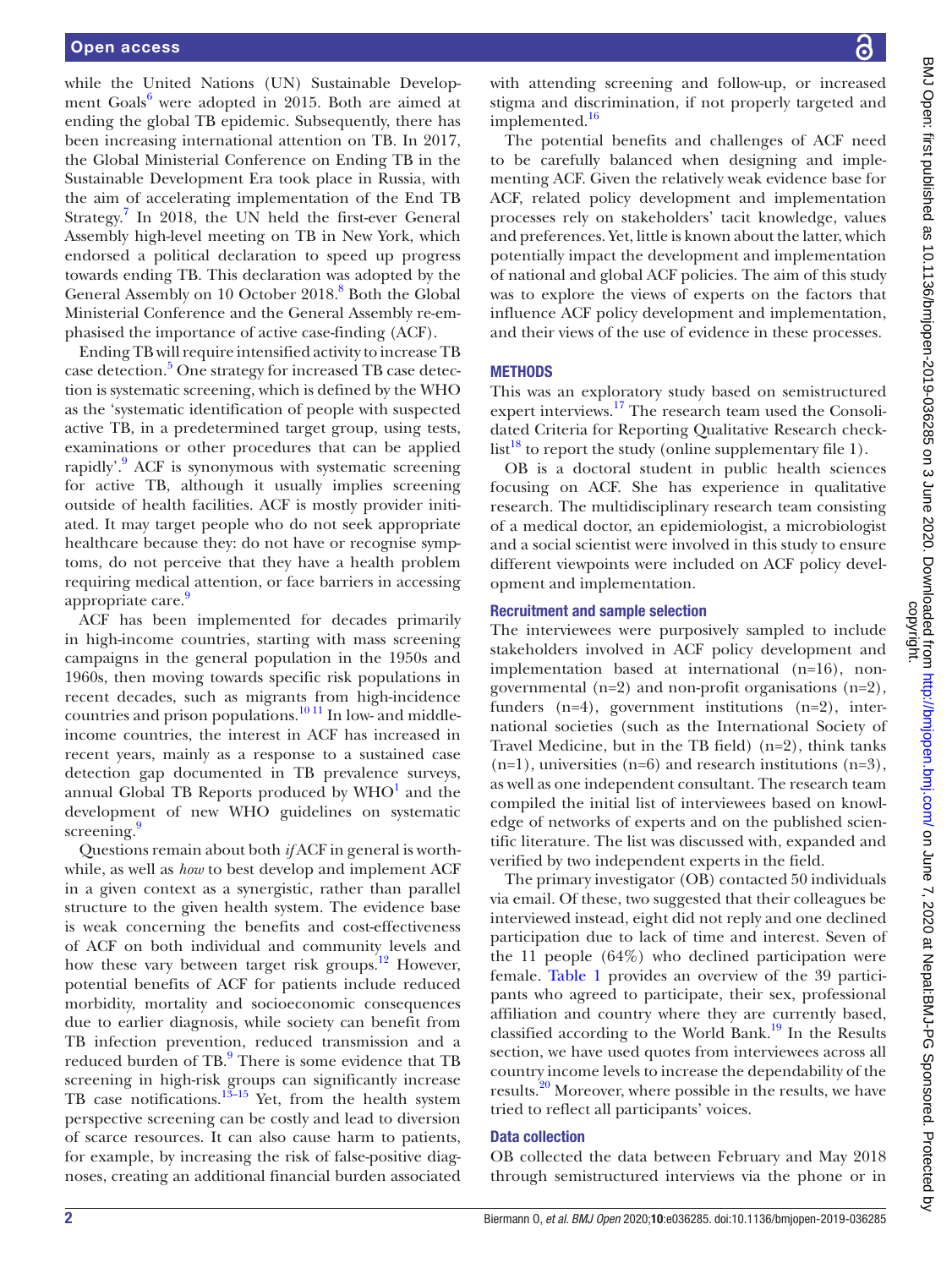while the United Nations (UN) Sustainable Development Goals[6] were adopted in 2015. Both are aimed at ending the global TB epidemic. Subsequently, there has been increasing international attention on TB. In 2017, the Global Ministerial Conference on Ending TB in the Sustainable Development Era took place in Russia, with the aim of accelerating implementation of the End TB Strategy.[7] In 2018, the UN held the first-ever General Assembly high-level meeting on TB in New York, which endorsed a political declaration to speed up progress towards ending TB. This declaration was adopted by the General Assembly on 10 October 2018.[8] Both the Global Ministerial Conference and the General Assembly re-emphasised the importance of active case-finding (ACF).

Ending TB will require intensified activity to increase TB case detection.[5] One strategy for increased TB case detection is systematic screening, which is defined by the WHO as the 'systematic identification of people with suspected active TB, in a predetermined target group, using tests, examinations or other procedures that can be applied rapidly'.[9] ACF is synonymous with systematic screening for active TB, although it usually implies screening outside of health facilities. ACF is mostly provider initiated. It may target people who do not seek appropriate healthcare because they: do not have or recognise symptoms, do not perceive that they have a health problem requiring medical attention, or face barriers in accessing appropriate care.[9]

ACF has been implemented for decades primarily in high-income countries, starting with mass screening campaigns in the general population in the 1950s and 1960s, then moving towards specific risk populations in recent decades, such as migrants from high-incidence countries and prison populations.[10,11] In low- and middle-income countries, the interest in ACF has increased in recent years, mainly as a response to a sustained case detection gap documented in TB prevalence surveys, annual Global TB Reports produced by WHO[1] and the development of new WHO guidelines on systematic screening.[9]

Questions remain about both *if* ACF in general is worthwhile, as well as *how* to best develop and implement ACF in a given context as a synergistic, rather than parallel structure to the given health system. The evidence base is weak concerning the benefits and cost-effectiveness of ACF on both individual and community levels and how these vary between target risk groups.[12] However, potential benefits of ACF for patients include reduced morbidity, mortality and socioeconomic consequences due to earlier diagnosis, while society can benefit from TB infection prevention, reduced transmission and a reduced burden of TB.[9] There is some evidence that TB screening in high-risk groups can significantly increase TB case notifications.[13–15] Yet, from the health system perspective screening can be costly and lead to diversion of scarce resources. It can also cause harm to patients, for example, by increasing the risk of false-positive diagnoses, creating an additional financial burden associated with attending screening and follow-up, or increased stigma and discrimination, if not properly targeted and implemented.[16]

The potential benefits and challenges of ACF need to be carefully balanced when designing and implementing ACF. Given the relatively weak evidence base for ACF, related policy development and implementation processes rely on stakeholders' tacit knowledge, values and preferences. Yet, little is known about the latter, which potentially impact the development and implementation of national and global ACF policies. The aim of this study was to explore the views of experts on the factors that influence ACF policy development and implementation, and their views of the use of evidence in these processes.

## METHODS

This was an exploratory study based on semistructured expert interviews.[17] The research team used the Consolidated Criteria for Reporting Qualitative Research checklist[18] to report the study (online supplementary file 1).

OB is a doctoral student in public health sciences focusing on ACF. She has experience in qualitative research. The multidisciplinary research team consisting of a medical doctor, an epidemiologist, a microbiologist and a social scientist were involved in this study to ensure different viewpoints were included on ACF policy development and implementation.

### Recruitment and sample selection

The interviewees were purposively sampled to include stakeholders involved in ACF policy development and implementation based at international (n=16), non-governmental (n=2) and non-profit organisations (n=2), funders (n=4), government institutions (n=2), international societies (such as the International Society of Travel Medicine, but in the TB field) (n=2), think tanks (n=1), universities (n=6) and research institutions (n=3), as well as one independent consultant. The research team compiled the initial list of interviewees based on knowledge of networks of experts and on the published scientific literature. The list was discussed with, expanded and verified by two independent experts in the field.

The primary investigator (OB) contacted 50 individuals via email. Of these, two suggested that their colleagues be interviewed instead, eight did not reply and one declined participation due to lack of time and interest. Seven of the 11 people (64%) who declined participation were female. Table 1 provides an overview of the 39 participants who agreed to participate, their sex, professional affiliation and country where they are currently based, classified according to the World Bank.[19] In the Results section, we have used quotes from interviewees across all country income levels to increase the dependability of the results.[20] Moreover, where possible in the results, we have tried to reflect all participants' voices.

### Data collection

OB collected the data between February and May 2018 through semistructured interviews via the phone or in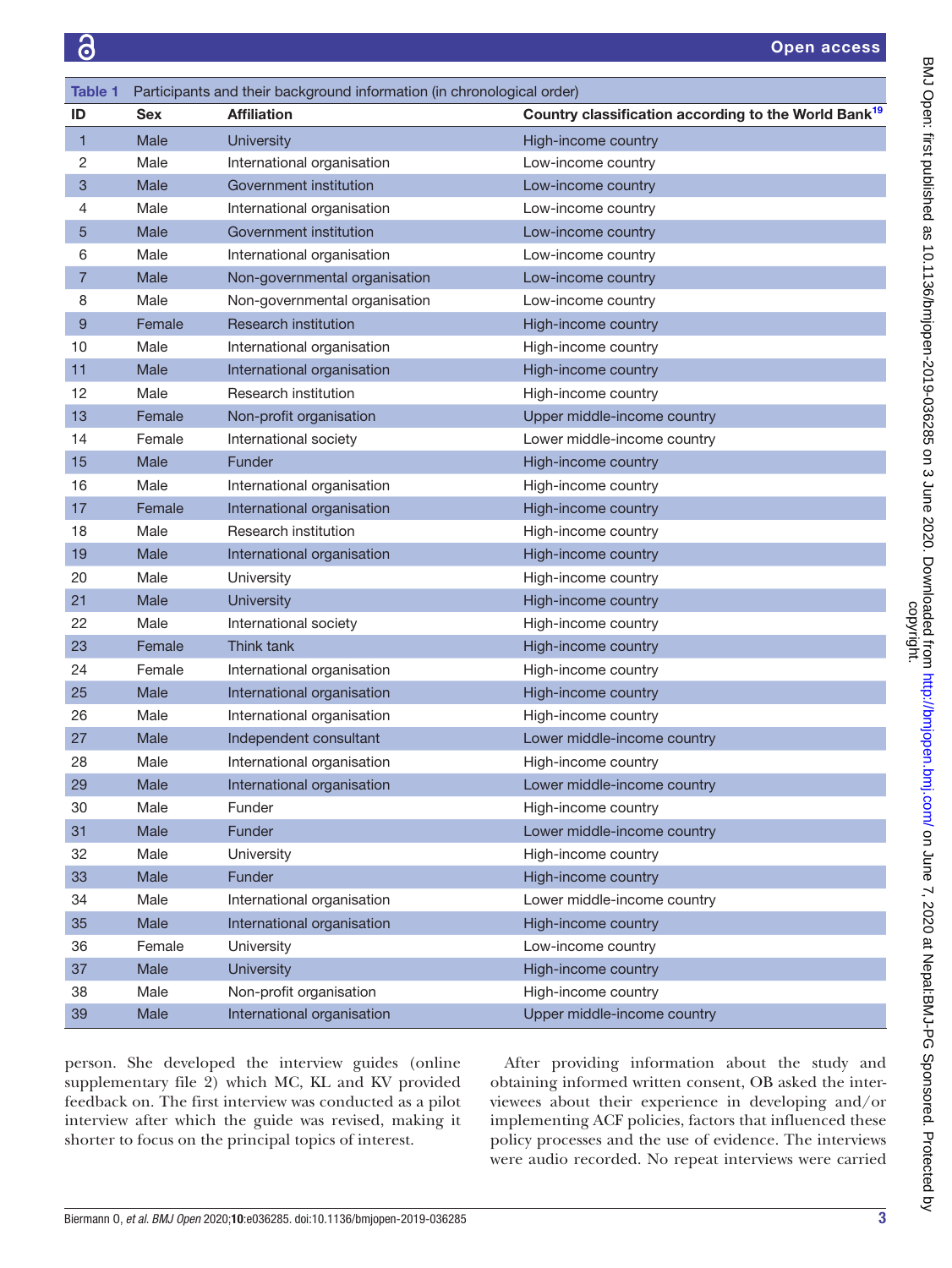**Table 1** Participants and their background information (in chronological order)

| ID | Sex | Affiliation | Country classification according to the World Bank[19] |
|---|---|---|---|
| 1 | Male | University | High-income country |
| 2 | Male | International organisation | Low-income country |
| 3 | Male | Government institution | Low-income country |
| 4 | Male | International organisation | Low-income country |
| 5 | Male | Government institution | Low-income country |
| 6 | Male | International organisation | Low-income country |
| 7 | Male | Non-governmental organisation | Low-income country |
| 8 | Male | Non-governmental organisation | Low-income country |
| 9 | Female | Research institution | High-income country |
| 10 | Male | International organisation | High-income country |
| 11 | Male | International organisation | High-income country |
| 12 | Male | Research institution | High-income country |
| 13 | Female | Non-profit organisation | Upper middle-income country |
| 14 | Female | International society | Lower middle-income country |
| 15 | Male | Funder | High-income country |
| 16 | Male | International organisation | High-income country |
| 17 | Female | International organisation | High-income country |
| 18 | Male | Research institution | High-income country |
| 19 | Male | International organisation | High-income country |
| 20 | Male | University | High-income country |
| 21 | Male | University | High-income country |
| 22 | Male | International society | High-income country |
| 23 | Female | Think tank | High-income country |
| 24 | Female | International organisation | High-income country |
| 25 | Male | International organisation | High-income country |
| 26 | Male | International organisation | High-income country |
| 27 | Male | Independent consultant | Lower middle-income country |
| 28 | Male | International organisation | High-income country |
| 29 | Male | International organisation | Lower middle-income country |
| 30 | Male | Funder | High-income country |
| 31 | Male | Funder | Lower middle-income country |
| 32 | Male | University | High-income country |
| 33 | Male | Funder | High-income country |
| 34 | Male | International organisation | Lower middle-income country |
| 35 | Male | International organisation | High-income country |
| 36 | Female | University | Low-income country |
| 37 | Male | University | High-income country |
| 38 | Male | Non-profit organisation | High-income country |
| 39 | Male | International organisation | Upper middle-income country |

person. She developed the interview guides (online supplementary file 2) which MC, KL and KV provided feedback on. The first interview was conducted as a pilot interview after which the guide was revised, making it shorter to focus on the principal topics of interest.

After providing information about the study and obtaining informed written consent, OB asked the interviewees about their experience in developing and/or implementing ACF policies, factors that influenced these policy processes and the use of evidence. The interviews were audio recorded. No repeat interviews were carried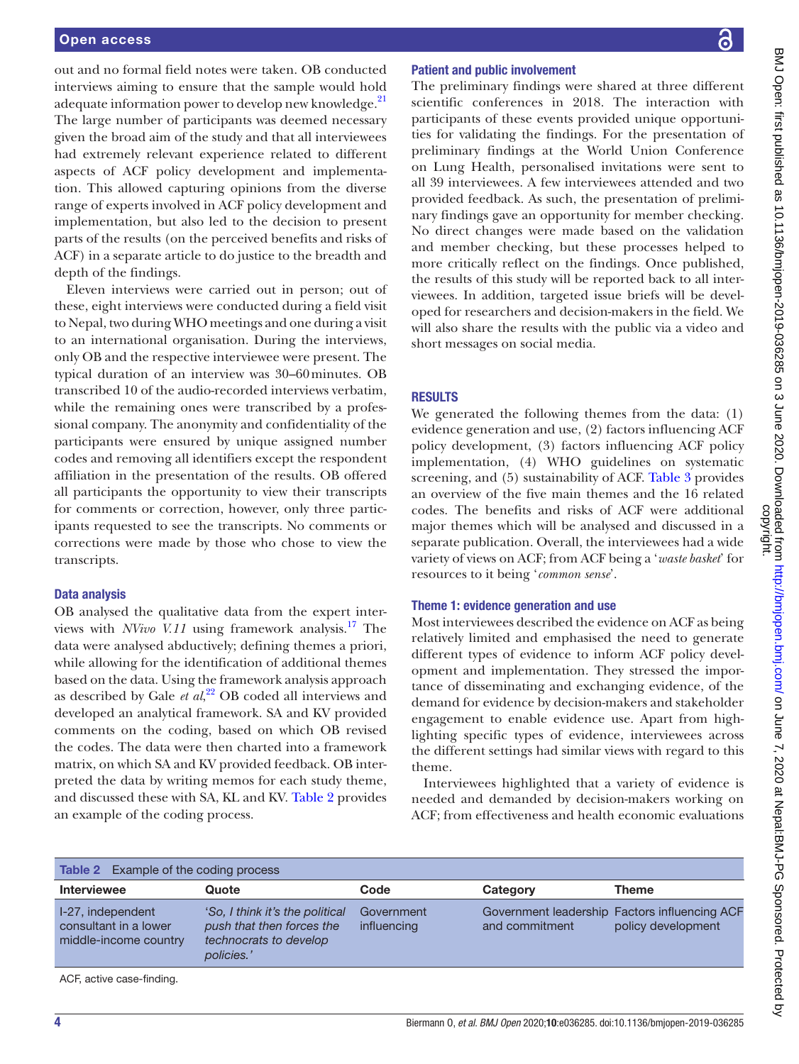out and no formal field notes were taken. OB conducted interviews aiming to ensure that the sample would hold adequate information power to develop new knowledge.[21] The large number of participants was deemed necessary given the broad aim of the study and that all interviewees had extremely relevant experience related to different aspects of ACF policy development and implementation. This allowed capturing opinions from the diverse range of experts involved in ACF policy development and implementation, but also led to the decision to present parts of the results (on the perceived benefits and risks of ACF) in a separate article to do justice to the breadth and depth of the findings.

Eleven interviews were carried out in person; out of these, eight interviews were conducted during a field visit to Nepal, two during WHO meetings and one during a visit to an international organisation. During the interviews, only OB and the respective interviewee were present. The typical duration of an interview was 30–60 minutes. OB transcribed 10 of the audio-recorded interviews verbatim, while the remaining ones were transcribed by a professional company. The anonymity and confidentiality of the participants were ensured by unique assigned number codes and removing all identifiers except the respondent affiliation in the presentation of the results. OB offered all participants the opportunity to view their transcripts for comments or correction, however, only three participants requested to see the transcripts. No comments or corrections were made by those who chose to view the transcripts.

### Data analysis

OB analysed the qualitative data from the expert interviews with *NVivo V.11* using framework analysis.[17] The data were analysed abductively; defining themes a priori, while allowing for the identification of additional themes based on the data. Using the framework analysis approach as described by Gale *et al*,[22] OB coded all interviews and developed an analytical framework. SA and KV provided comments on the coding, based on which OB revised the codes. The data were then charted into a framework matrix, on which SA and KV provided feedback. OB interpreted the data by writing memos for each study theme, and discussed these with SA, KL and KV. Table 2 provides an example of the coding process.

### Patient and public involvement

The preliminary findings were shared at three different scientific conferences in 2018. The interaction with participants of these events provided unique opportunities for validating the findings. For the presentation of preliminary findings at the World Union Conference on Lung Health, personalised invitations were sent to all 39 interviewees. A few interviewees attended and two provided feedback. As such, the presentation of preliminary findings gave an opportunity for member checking. No direct changes were made based on the validation and member checking, but these processes helped to more critically reflect on the findings. Once published, the results of this study will be reported back to all interviewees. In addition, targeted issue briefs will be developed for researchers and decision-makers in the field. We will also share the results with the public via a video and short messages on social media.

## RESULTS

We generated the following themes from the data: (1) evidence generation and use, (2) factors influencing ACF policy development, (3) factors influencing ACF policy implementation, (4) WHO guidelines on systematic screening, and (5) sustainability of ACF. Table 3 provides an overview of the five main themes and the 16 related codes. The benefits and risks of ACF were additional major themes which will be analysed and discussed in a separate publication. Overall, the interviewees had a wide variety of views on ACF; from ACF being a '*waste basket*' for resources to it being '*common sense*'.

### Theme 1: evidence generation and use

Most interviewees described the evidence on ACF as being relatively limited and emphasised the need to generate different types of evidence to inform ACF policy development and implementation. They stressed the importance of disseminating and exchanging evidence, of the demand for evidence by decision-makers and stakeholder engagement to enable evidence use. Apart from highlighting specific types of evidence, interviewees across the different settings had similar views with regard to this theme.

Interviewees highlighted that a variety of evidence is needed and demanded by decision-makers working on ACF; from effectiveness and health economic evaluations

**Table 2** Example of the coding process

| Interviewee | Quote | Code | Category | Theme |
|---|---|---|---|---|
| I-27, independent consultant in a lower middle-income country | '*So, I think it's the political push that then forces the technocrats to develop policies.*' | Government influencing | Government leadership and commitment | Factors influencing ACF policy development |

ACF, active case-finding.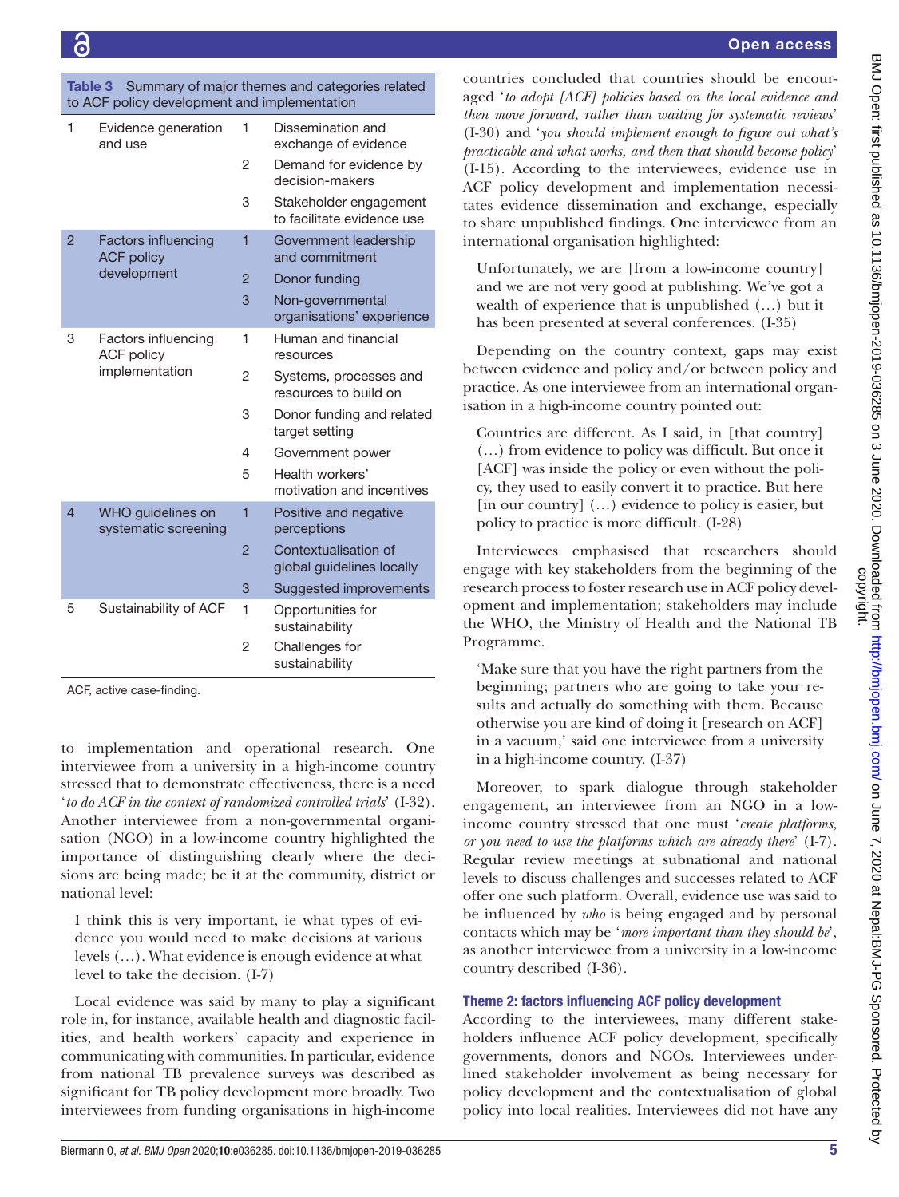Table 3 Summary of major themes and categories related to ACF policy development and implementation

| | Theme | | Category |
|---|---|---|---|
| 1 | Evidence generation and use | 1 | Dissemination and exchange of evidence |
| | | 2 | Demand for evidence by decision-makers |
| | | 3 | Stakeholder engagement to facilitate evidence use |
| 2 | Factors influencing ACF policy development | 1 | Government leadership and commitment |
| | | 2 | Donor funding |
| | | 3 | Non-governmental organisations' experience |
| 3 | Factors influencing ACF policy implementation | 1 | Human and financial resources |
| | | 2 | Systems, processes and resources to build on |
| | | 3 | Donor funding and related target setting |
| | | 4 | Government power |
| | | 5 | Health workers' motivation and incentives |
| 4 | WHO guidelines on systematic screening | 1 | Positive and negative perceptions |
| | | 2 | Contextualisation of global guidelines locally |
| | | 3 | Suggested improvements |
| 5 | Sustainability of ACF | 1 | Opportunities for sustainability |
| | | 2 | Challenges for sustainability |

ACF, active case-finding.

to implementation and operational research. One interviewee from a university in a high-income country stressed that to demonstrate effectiveness, there is a need '*to do ACF in the context of randomized controlled trials*' (I-32). Another interviewee from a non-governmental organisation (NGO) in a low-income country highlighted the importance of distinguishing clearly where the decisions are being made; be it at the community, district or national level:

> I think this is very important, ie what types of evidence you would need to make decisions at various levels (…). What evidence is enough evidence at what level to take the decision. (I-7)

Local evidence was said by many to play a significant role in, for instance, available health and diagnostic facilities, and health workers' capacity and experience in communicating with communities. In particular, evidence from national TB prevalence surveys was described as significant for TB policy development more broadly. Two interviewees from funding organisations in high-income countries concluded that countries should be encouraged '*to adopt [ACF] policies based on the local evidence and then move forward, rather than waiting for systematic reviews*' (I-30) and '*you should implement enough to figure out what's practicable and what works, and then that should become policy*' (I-15). According to the interviewees, evidence use in ACF policy development and implementation necessitates evidence dissemination and exchange, especially to share unpublished findings. One interviewee from an international organisation highlighted:

> Unfortunately, we are [from a low-income country] and we are not very good at publishing. We've got a wealth of experience that is unpublished (…) but it has been presented at several conferences. (I-35)

Depending on the country context, gaps may exist between evidence and policy and/or between policy and practice. As one interviewee from an international organisation in a high-income country pointed out:

> Countries are different. As I said, in [that country] (…) from evidence to policy was difficult. But once it [ACF] was inside the policy or even without the policy, they used to easily convert it to practice. But here [in our country] (…) evidence to policy is easier, but policy to practice is more difficult. (I-28)

Interviewees emphasised that researchers should engage with key stakeholders from the beginning of the research process to foster research use in ACF policy development and implementation; stakeholders may include the WHO, the Ministry of Health and the National TB Programme.

> 'Make sure that you have the right partners from the beginning; partners who are going to take your results and actually do something with them. Because otherwise you are kind of doing it [research on ACF] in a vacuum,' said one interviewee from a university in a high-income country. (I-37)

Moreover, to spark dialogue through stakeholder engagement, an interviewee from an NGO in a low-income country stressed that one must '*create platforms, or you need to use the platforms which are already there*' (I-7). Regular review meetings at subnational and national levels to discuss challenges and successes related to ACF offer one such platform. Overall, evidence use was said to be influenced by *who* is being engaged and by personal contacts which may be '*more important than they should be*', as another interviewee from a university in a low-income country described (I-36).

### Theme 2: factors influencing ACF policy development

According to the interviewees, many different stakeholders influence ACF policy development, specifically governments, donors and NGOs. Interviewees underlined stakeholder involvement as being necessary for policy development and the contextualisation of global policy into local realities. Interviewees did not have any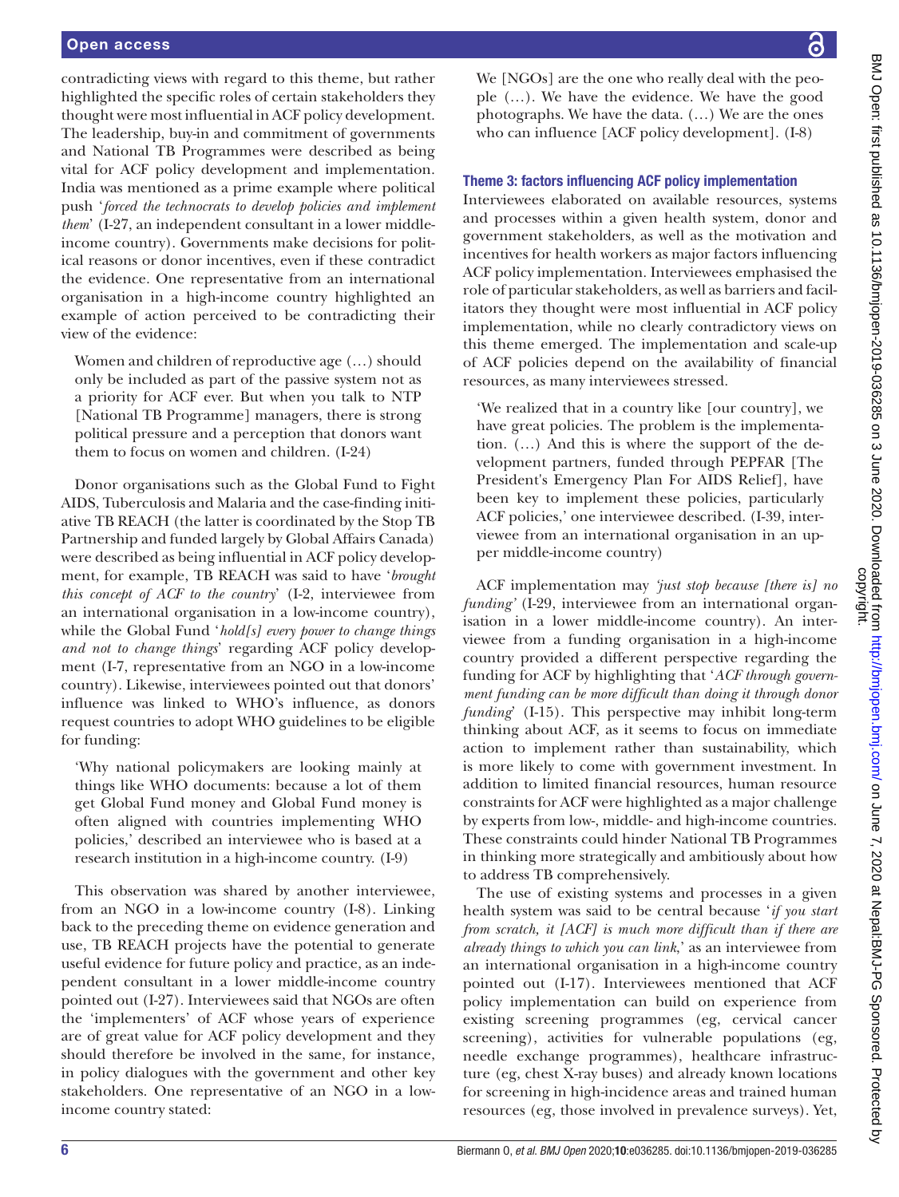contradicting views with regard to this theme, but rather highlighted the specific roles of certain stakeholders they thought were most influential in ACF policy development. The leadership, buy-in and commitment of governments and National TB Programmes were described as being vital for ACF policy development and implementation. India was mentioned as a prime example where political push '*forced the technocrats to develop policies and implement them*' (I-27, an independent consultant in a lower middle-income country). Governments make decisions for political reasons or donor incentives, even if these contradict the evidence. One representative from an international organisation in a high-income country highlighted an example of action perceived to be contradicting their view of the evidence:

> Women and children of reproductive age (…) should only be included as part of the passive system not as a priority for ACF ever. But when you talk to NTP [National TB Programme] managers, there is strong political pressure and a perception that donors want them to focus on women and children. (I-24)

Donor organisations such as the Global Fund to Fight AIDS, Tuberculosis and Malaria and the case-finding initiative TB REACH (the latter is coordinated by the Stop TB Partnership and funded largely by Global Affairs Canada) were described as being influential in ACF policy development, for example, TB REACH was said to have '*brought this concept of ACF to the country*' (I-2, interviewee from an international organisation in a low-income country), while the Global Fund '*hold[s] every power to change things and not to change things*' regarding ACF policy development (I-7, representative from an NGO in a low-income country). Likewise, interviewees pointed out that donors' influence was linked to WHO's influence, as donors request countries to adopt WHO guidelines to be eligible for funding:

> 'Why national policymakers are looking mainly at things like WHO documents: because a lot of them get Global Fund money and Global Fund money is often aligned with countries implementing WHO policies,' described an interviewee who is based at a research institution in a high-income country. (I-9)

This observation was shared by another interviewee, from an NGO in a low-income country (I-8). Linking back to the preceding theme on evidence generation and use, TB REACH projects have the potential to generate useful evidence for future policy and practice, as an independent consultant in a lower middle-income country pointed out (I-27). Interviewees said that NGOs are often the 'implementers' of ACF whose years of experience are of great value for ACF policy development and they should therefore be involved in the same, for instance, in policy dialogues with the government and other key stakeholders. One representative of an NGO in a low-income country stated:

> We [NGOs] are the one who really deal with the people (…). We have the evidence. We have the good photographs. We have the data. (…) We are the ones who can influence [ACF policy development]. (I-8)

### Theme 3: factors influencing ACF policy implementation

Interviewees elaborated on available resources, systems and processes within a given health system, donor and government stakeholders, as well as the motivation and incentives for health workers as major factors influencing ACF policy implementation. Interviewees emphasised the role of particular stakeholders, as well as barriers and facilitators they thought were most influential in ACF policy implementation, while no clearly contradictory views on this theme emerged. The implementation and scale-up of ACF policies depend on the availability of financial resources, as many interviewees stressed.

> 'We realized that in a country like [our country], we have great policies. The problem is the implementation. (…) And this is where the support of the development partners, funded through PEPFAR [The President's Emergency Plan For AIDS Relief], have been key to implement these policies, particularly ACF policies,' one interviewee described. (I-39, interviewee from an international organisation in an upper middle-income country)

ACF implementation may '*just stop because [there is] no funding*' (I-29, interviewee from an international organisation in a lower middle-income country). An interviewee from a funding organisation in a high-income country provided a different perspective regarding the funding for ACF by highlighting that '*ACF through government funding can be more difficult than doing it through donor funding*' (I-15). This perspective may inhibit long-term thinking about ACF, as it seems to focus on immediate action to implement rather than sustainability, which is more likely to come with government investment. In addition to limited financial resources, human resource constraints for ACF were highlighted as a major challenge by experts from low-, middle- and high-income countries. These constraints could hinder National TB Programmes in thinking more strategically and ambitiously about how to address TB comprehensively.

The use of existing systems and processes in a given health system was said to be central because '*if you start from scratch, it [ACF] is much more difficult than if there are already things to which you can link*,' as an interviewee from an international organisation in a high-income country pointed out (I-17). Interviewees mentioned that ACF policy implementation can build on experience from existing screening programmes (eg, cervical cancer screening), activities for vulnerable populations (eg, needle exchange programmes), healthcare infrastructure (eg, chest X-ray buses) and already known locations for screening in high-incidence areas and trained human resources (eg, those involved in prevalence surveys). Yet,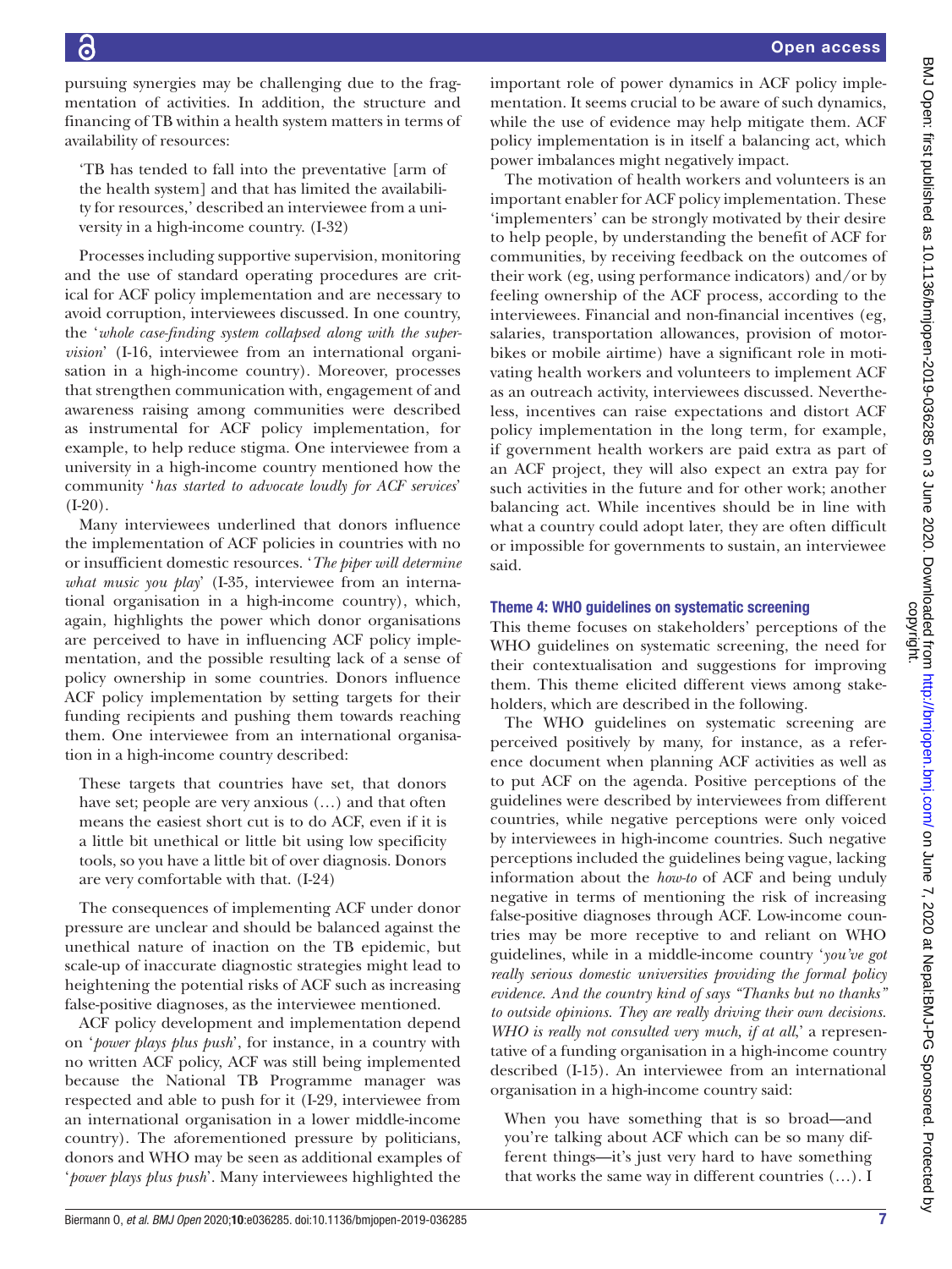pursuing synergies may be challenging due to the fragmentation of activities. In addition, the structure and financing of TB within a health system matters in terms of availability of resources:

> 'TB has tended to fall into the preventative [arm of the health system] and that has limited the availability for resources,' described an interviewee from a university in a high-income country. (I-32)

Processes including supportive supervision, monitoring and the use of standard operating procedures are critical for ACF policy implementation and are necessary to avoid corruption, interviewees discussed. In one country, the '*whole case-finding system collapsed along with the supervision*' (I-16, interviewee from an international organisation in a high-income country). Moreover, processes that strengthen communication with, engagement of and awareness raising among communities were described as instrumental for ACF policy implementation, for example, to help reduce stigma. One interviewee from a university in a high-income country mentioned how the community '*has started to advocate loudly for ACF services*' (I-20).

Many interviewees underlined that donors influence the implementation of ACF policies in countries with no or insufficient domestic resources. '*The piper will determine what music you play*' (I-35, interviewee from an international organisation in a high-income country), which, again, highlights the power which donor organisations are perceived to have in influencing ACF policy implementation, and the possible resulting lack of a sense of policy ownership in some countries. Donors influence ACF policy implementation by setting targets for their funding recipients and pushing them towards reaching them. One interviewee from an international organisation in a high-income country described:

> These targets that countries have set, that donors have set; people are very anxious (…) and that often means the easiest short cut is to do ACF, even if it is a little bit unethical or little bit using low specificity tools, so you have a little bit of over diagnosis. Donors are very comfortable with that. (I-24)

The consequences of implementing ACF under donor pressure are unclear and should be balanced against the unethical nature of inaction on the TB epidemic, but scale-up of inaccurate diagnostic strategies might lead to heightening the potential risks of ACF such as increasing false-positive diagnoses, as the interviewee mentioned.

ACF policy development and implementation depend on '*power plays plus push*', for instance, in a country with no written ACF policy, ACF was still being implemented because the National TB Programme manager was respected and able to push for it (I-29, interviewee from an international organisation in a lower middle-income country). The aforementioned pressure by politicians, donors and WHO may be seen as additional examples of '*power plays plus push*'. Many interviewees highlighted the important role of power dynamics in ACF policy implementation. It seems crucial to be aware of such dynamics, while the use of evidence may help mitigate them. ACF policy implementation is in itself a balancing act, which power imbalances might negatively impact.

The motivation of health workers and volunteers is an important enabler for ACF policy implementation. These 'implementers' can be strongly motivated by their desire to help people, by understanding the benefit of ACF for communities, by receiving feedback on the outcomes of their work (eg, using performance indicators) and/or by feeling ownership of the ACF process, according to the interviewees. Financial and non-financial incentives (eg, salaries, transportation allowances, provision of motorbikes or mobile airtime) have a significant role in motivating health workers and volunteers to implement ACF as an outreach activity, interviewees discussed. Nevertheless, incentives can raise expectations and distort ACF policy implementation in the long term, for example, if government health workers are paid extra as part of an ACF project, they will also expect an extra pay for such activities in the future and for other work; another balancing act. While incentives should be in line with what a country could adopt later, they are often difficult or impossible for governments to sustain, an interviewee said.

### Theme 4: WHO guidelines on systematic screening

This theme focuses on stakeholders' perceptions of the WHO guidelines on systematic screening, the need for their contextualisation and suggestions for improving them. This theme elicited different views among stakeholders, which are described in the following.

The WHO guidelines on systematic screening are perceived positively by many, for instance, as a reference document when planning ACF activities as well as to put ACF on the agenda. Positive perceptions of the guidelines were described by interviewees from different countries, while negative perceptions were only voiced by interviewees in high-income countries. Such negative perceptions included the guidelines being vague, lacking information about the *how-to* of ACF and being unduly negative in terms of mentioning the risk of increasing false-positive diagnoses through ACF. Low-income countries may be more receptive to and reliant on WHO guidelines, while in a middle-income country '*you've got really serious domestic universities providing the formal policy evidence. And the country kind of says "Thanks but no thanks" to outside opinions. They are really driving their own decisions. WHO is really not consulted very much, if at all,*' a representative of a funding organisation in a high-income country described (I-15). An interviewee from an international organisation in a high-income country said:

> When you have something that is so broad—and you're talking about ACF which can be so many different things—it's just very hard to have something that works the same way in different countries (…). I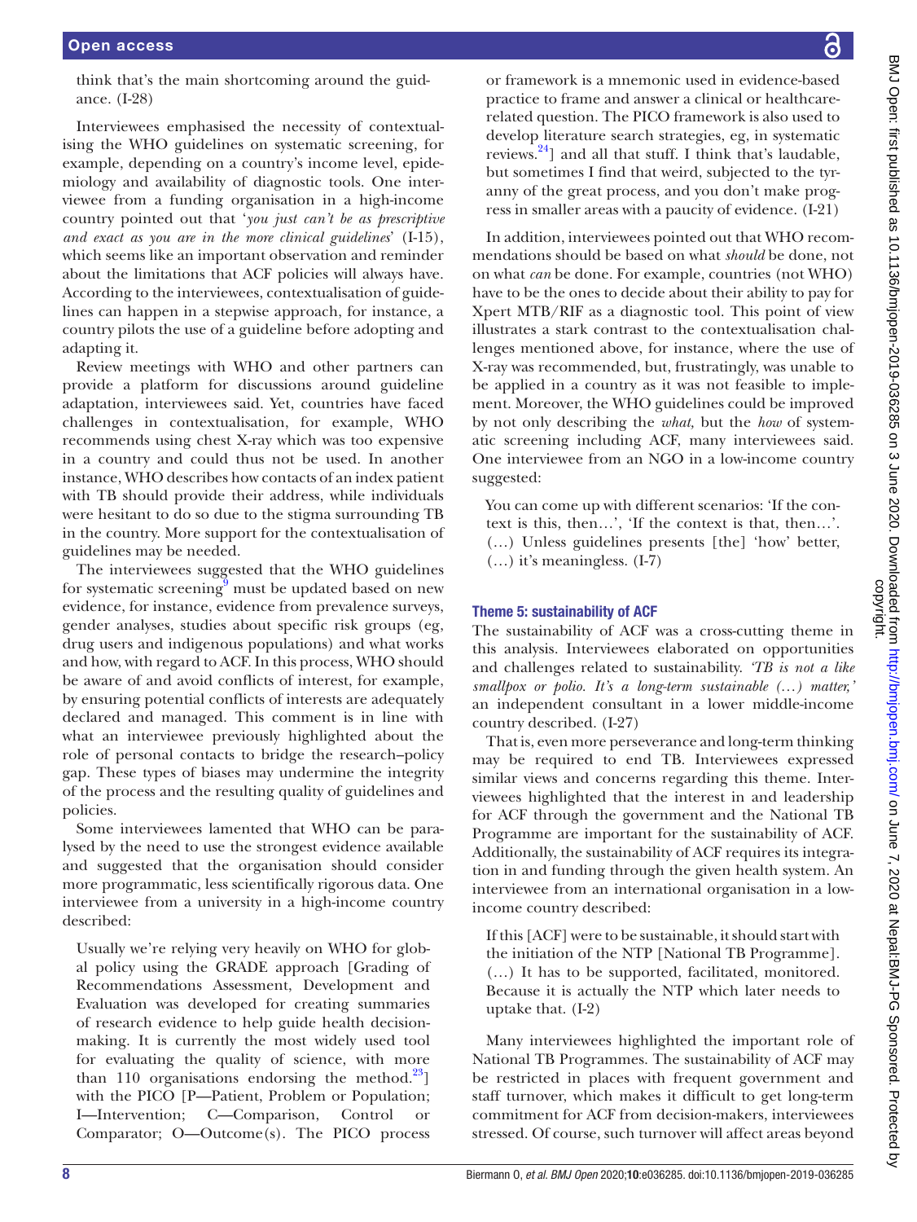think that's the main shortcoming around the guidance. (I-28)

Interviewees emphasised the necessity of contextualising the WHO guidelines on systematic screening, for example, depending on a country's income level, epidemiology and availability of diagnostic tools. One interviewee from a funding organisation in a high-income country pointed out that '*you just can't be as prescriptive and exact as you are in the more clinical guidelines*' (I-15), which seems like an important observation and reminder about the limitations that ACF policies will always have. According to the interviewees, contextualisation of guidelines can happen in a stepwise approach, for instance, a country pilots the use of a guideline before adopting and adapting it.

Review meetings with WHO and other partners can provide a platform for discussions around guideline adaptation, interviewees said. Yet, countries have faced challenges in contextualisation, for example, WHO recommends using chest X-ray which was too expensive in a country and could thus not be used. In another instance, WHO describes how contacts of an index patient with TB should provide their address, while individuals were hesitant to do so due to the stigma surrounding TB in the country. More support for the contextualisation of guidelines may be needed.

The interviewees suggested that the WHO guidelines for systematic screening[9] must be updated based on new evidence, for instance, evidence from prevalence surveys, gender analyses, studies about specific risk groups (eg, drug users and indigenous populations) and what works and how, with regard to ACF. In this process, WHO should be aware of and avoid conflicts of interest, for example, by ensuring potential conflicts of interests are adequately declared and managed. This comment is in line with what an interviewee previously highlighted about the role of personal contacts to bridge the research–policy gap. These types of biases may undermine the integrity of the process and the resulting quality of guidelines and policies.

Some interviewees lamented that WHO can be paralysed by the need to use the strongest evidence available and suggested that the organisation should consider more programmatic, less scientifically rigorous data. One interviewee from a university in a high-income country described:

> Usually we're relying very heavily on WHO for global policy using the GRADE approach [Grading of Recommendations Assessment, Development and Evaluation was developed for creating summaries of research evidence to help guide health decision-making. It is currently the most widely used tool for evaluating the quality of science, with more than 110 organisations endorsing the method.[23]] with the PICO [P—Patient, Problem or Population; I—Intervention; C—Comparison, Control or Comparator; O—Outcome(s). The PICO process or framework is a mnemonic used in evidence-based practice to frame and answer a clinical or healthcare-related question. The PICO framework is also used to develop literature search strategies, eg, in systematic reviews.[24]] and all that stuff. I think that's laudable, but sometimes I find that weird, subjected to the tyranny of the great process, and you don't make progress in smaller areas with a paucity of evidence. (I-21)

In addition, interviewees pointed out that WHO recommendations should be based on what *should* be done, not on what *can* be done. For example, countries (not WHO) have to be the ones to decide about their ability to pay for Xpert MTB/RIF as a diagnostic tool. This point of view illustrates a stark contrast to the contextualisation challenges mentioned above, for instance, where the use of X-ray was recommended, but, frustratingly, was unable to be applied in a country as it was not feasible to implement. Moreover, the WHO guidelines could be improved by not only describing the *what,* but the *how* of systematic screening including ACF, many interviewees said. One interviewee from an NGO in a low-income country suggested:

> You can come up with different scenarios: 'If the context is this, then…', 'If the context is that, then…'. (…) Unless guidelines presents [the] 'how' better, (…) it's meaningless. (I-7)

### Theme 5: sustainability of ACF

The sustainability of ACF was a cross-cutting theme in this analysis. Interviewees elaborated on opportunities and challenges related to sustainability. *'TB is not a like smallpox or polio. It's a long-term sustainable (…) matter,'* an independent consultant in a lower middle-income country described. (I-27)

That is, even more perseverance and long-term thinking may be required to end TB. Interviewees expressed similar views and concerns regarding this theme. Interviewees highlighted that the interest in and leadership for ACF through the government and the National TB Programme are important for the sustainability of ACF. Additionally, the sustainability of ACF requires its integration in and funding through the given health system. An interviewee from an international organisation in a low-income country described:

> If this [ACF] were to be sustainable, it should start with the initiation of the NTP [National TB Programme]. (…) It has to be supported, facilitated, monitored. Because it is actually the NTP which later needs to uptake that. (I-2)

Many interviewees highlighted the important role of National TB Programmes. The sustainability of ACF may be restricted in places with frequent government and staff turnover, which makes it difficult to get long-term commitment for ACF from decision-makers, interviewees stressed. Of course, such turnover will affect areas beyond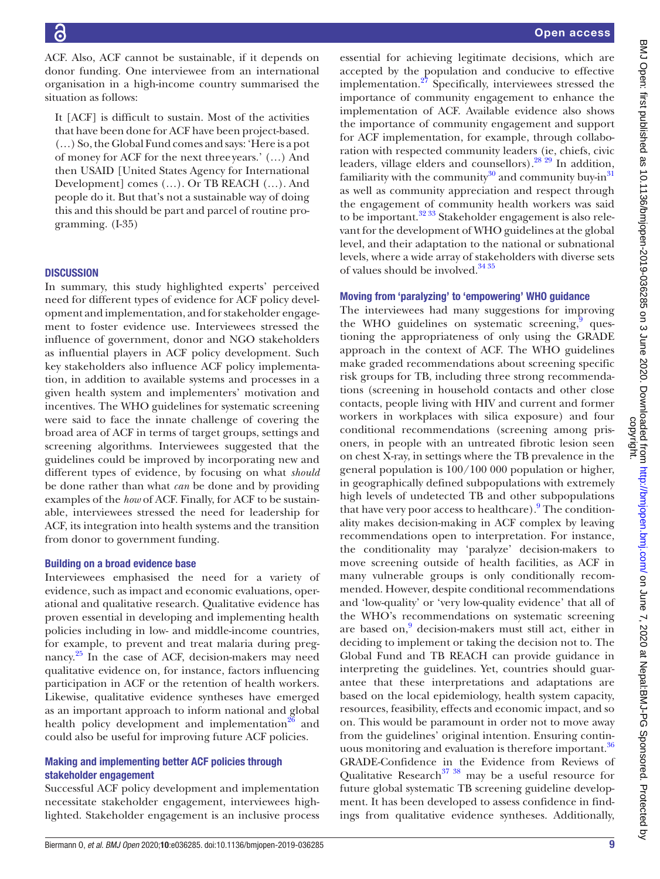ACF. Also, ACF cannot be sustainable, if it depends on donor funding. One interviewee from an international organisation in a high-income country summarised the situation as follows:

> It [ACF] is difficult to sustain. Most of the activities that have been done for ACF have been project-based. (…) So, the Global Fund comes and says: 'Here is a pot of money for ACF for the next three years.' (…) And then USAID [United States Agency for International Development] comes (…). Or TB REACH (…). And people do it. But that's not a sustainable way of doing this and this should be part and parcel of routine programming. (I-35)

## DISCUSSION

In summary, this study highlighted experts' perceived need for different types of evidence for ACF policy development and implementation, and for stakeholder engagement to foster evidence use. Interviewees stressed the influence of government, donor and NGO stakeholders as influential players in ACF policy development. Such key stakeholders also influence ACF policy implementation, in addition to available systems and processes in a given health system and implementers' motivation and incentives. The WHO guidelines for systematic screening were said to face the innate challenge of covering the broad area of ACF in terms of target groups, settings and screening algorithms. Interviewees suggested that the guidelines could be improved by incorporating new and different types of evidence, by focusing on what *should* be done rather than what *can* be done and by providing examples of the *how* of ACF. Finally, for ACF to be sustainable, interviewees stressed the need for leadership for ACF, its integration into health systems and the transition from donor to government funding.

### Building on a broad evidence base

Interviewees emphasised the need for a variety of evidence, such as impact and economic evaluations, operational and qualitative research. Qualitative evidence has proven essential in developing and implementing health policies including in low- and middle-income countries, for example, to prevent and treat malaria during pregnancy.[25] In the case of ACF, decision-makers may need qualitative evidence on, for instance, factors influencing participation in ACF or the retention of health workers. Likewise, qualitative evidence syntheses have emerged as an important approach to inform national and global health policy development and implementation[26] and could also be useful for improving future ACF policies.

### Making and implementing better ACF policies through stakeholder engagement

Successful ACF policy development and implementation necessitate stakeholder engagement, interviewees highlighted. Stakeholder engagement is an inclusive process essential for achieving legitimate decisions, which are accepted by the population and conducive to effective implementation.[27] Specifically, interviewees stressed the importance of community engagement to enhance the implementation of ACF. Available evidence also shows the importance of community engagement and support for ACF implementation, for example, through collaboration with respected community leaders (ie, chiefs, civic leaders, village elders and counsellors).[28,29] In addition, familiarity with the community[30] and community buy-in[31] as well as community appreciation and respect through the engagement of community health workers was said to be important.[32,33] Stakeholder engagement is also relevant for the development of WHO guidelines at the global level, and their adaptation to the national or subnational levels, where a wide array of stakeholders with diverse sets of values should be involved.[34,35]

### Moving from 'paralyzing' to 'empowering' WHO guidance

The interviewees had many suggestions for improving the WHO guidelines on systematic screening,[9] questioning the appropriateness of only using the GRADE approach in the context of ACF. The WHO guidelines make graded recommendations about screening specific risk groups for TB, including three strong recommendations (screening in household contacts and other close contacts, people living with HIV and current and former workers in workplaces with silica exposure) and four conditional recommendations (screening among prisoners, in people with an untreated fibrotic lesion seen on chest X-ray, in settings where the TB prevalence in the general population is 100/100 000 population or higher, in geographically defined subpopulations with extremely high levels of undetected TB and other subpopulations that have very poor access to healthcare).[9] The conditionality makes decision-making in ACF complex by leaving recommendations open to interpretation. For instance, the conditionality may 'paralyze' decision-makers to move screening outside of health facilities, as ACF in many vulnerable groups is only conditionally recommended. However, despite conditional recommendations and 'low-quality' or 'very low-quality evidence' that all of the WHO's recommendations on systematic screening are based on,[9] decision-makers must still act, either in deciding to implement or taking the decision not to. The Global Fund and TB REACH can provide guidance in interpreting the guidelines. Yet, countries should guarantee that these interpretations and adaptations are based on the local epidemiology, health system capacity, resources, feasibility, effects and economic impact, and so on. This would be paramount in order not to move away from the guidelines' original intention. Ensuring continuous monitoring and evaluation is therefore important.[36] GRADE-Confidence in the Evidence from Reviews of Qualitative Research[37,38] may be a useful resource for future global systematic TB screening guideline development. It has been developed to assess confidence in findings from qualitative evidence syntheses. Additionally,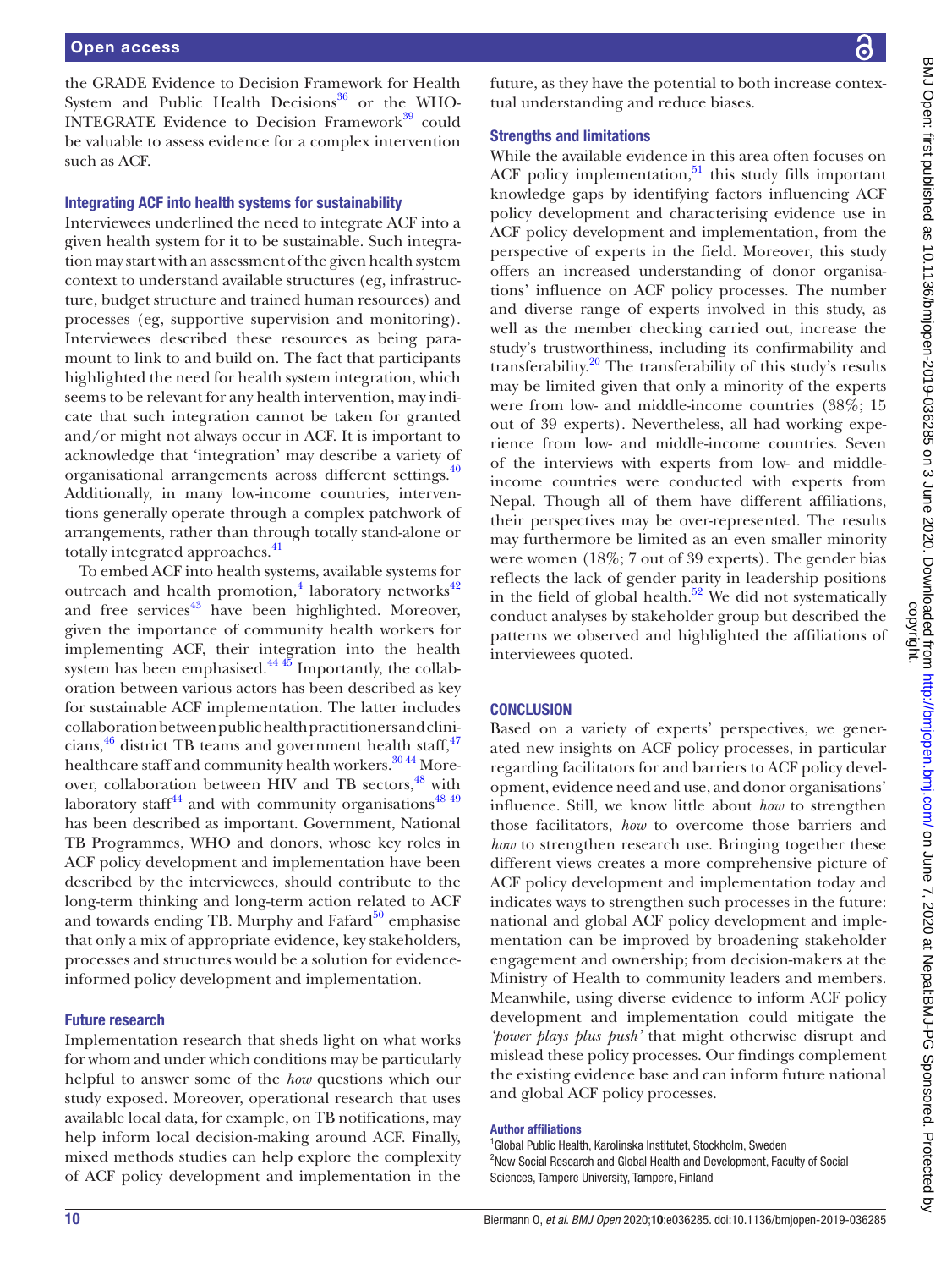the GRADE Evidence to Decision Framework for Health System and Public Health Decisions[36] or the WHO-INTEGRATE Evidence to Decision Framework[39] could be valuable to assess evidence for a complex intervention such as ACF.

### Integrating ACF into health systems for sustainability

Interviewees underlined the need to integrate ACF into a given health system for it to be sustainable. Such integration may start with an assessment of the given health system context to understand available structures (eg, infrastructure, budget structure and trained human resources) and processes (eg, supportive supervision and monitoring). Interviewees described these resources as being paramount to link to and build on. The fact that participants highlighted the need for health system integration, which seems to be relevant for any health intervention, may indicate that such integration cannot be taken for granted and/or might not always occur in ACF. It is important to acknowledge that 'integration' may describe a variety of organisational arrangements across different settings.[40] Additionally, in many low-income countries, interventions generally operate through a complex patchwork of arrangements, rather than through totally stand-alone or totally integrated approaches.[41]

To embed ACF into health systems, available systems for outreach and health promotion,[4] laboratory networks[42] and free services[43] have been highlighted. Moreover, given the importance of community health workers for implementing ACF, their integration into the health system has been emphasised.[44,45] Importantly, the collaboration between various actors has been described as key for sustainable ACF implementation. The latter includes collaboration between public health practitioners and clinicians,[46] district TB teams and government health staff,[47] healthcare staff and community health workers.[30,44] Moreover, collaboration between HIV and TB sectors,[48] with laboratory staff[44] and with community organisations[48,49] has been described as important. Government, National TB Programmes, WHO and donors, whose key roles in ACF policy development and implementation have been described by the interviewees, should contribute to the long-term thinking and long-term action related to ACF and towards ending TB. Murphy and Fafard[50] emphasise that only a mix of appropriate evidence, key stakeholders, processes and structures would be a solution for evidence-informed policy development and implementation.

### Future research

Implementation research that sheds light on what works for whom and under which conditions may be particularly helpful to answer some of the *how* questions which our study exposed. Moreover, operational research that uses available local data, for example, on TB notifications, may help inform local decision-making around ACF. Finally, mixed methods studies can help explore the complexity of ACF policy development and implementation in the future, as they have the potential to both increase contextual understanding and reduce biases.

### Strengths and limitations

While the available evidence in this area often focuses on ACF policy implementation,[51] this study fills important knowledge gaps by identifying factors influencing ACF policy development and characterising evidence use in ACF policy development and implementation, from the perspective of experts in the field. Moreover, this study offers an increased understanding of donor organisations' influence on ACF policy processes. The number and diverse range of experts involved in this study, as well as the member checking carried out, increase the study's trustworthiness, including its confirmability and transferability.[20] The transferability of this study's results may be limited given that only a minority of the experts were from low- and middle-income countries (38%; 15 out of 39 experts). Nevertheless, all had working experience from low- and middle-income countries. Seven of the interviews with experts from low- and middle-income countries were conducted with experts from Nepal. Though all of them have different affiliations, their perspectives may be over-represented. The results may furthermore be limited as an even smaller minority were women (18%; 7 out of 39 experts). The gender bias reflects the lack of gender parity in leadership positions in the field of global health.[52] We did not systematically conduct analyses by stakeholder group but described the patterns we observed and highlighted the affiliations of interviewees quoted.

## CONCLUSION

Based on a variety of experts' perspectives, we generated new insights on ACF policy processes, in particular regarding facilitators for and barriers to ACF policy development, evidence need and use, and donor organisations' influence. Still, we know little about *how* to strengthen those facilitators, *how* to overcome those barriers and *how* to strengthen research use. Bringing together these different views creates a more comprehensive picture of ACF policy development and implementation today and indicates ways to strengthen such processes in the future: national and global ACF policy development and implementation can be improved by broadening stakeholder engagement and ownership; from decision-makers at the Ministry of Health to community leaders and members. Meanwhile, using diverse evidence to inform ACF policy development and implementation could mitigate the *'power plays plus push'* that might otherwise disrupt and mislead these policy processes. Our findings complement the existing evidence base and can inform future national and global ACF policy processes.

#### Author affiliations

[1]Global Public Health, Karolinska Institutet, Stockholm, Sweden
[2]New Social Research and Global Health and Development, Faculty of Social Sciences, Tampere University, Tampere, Finland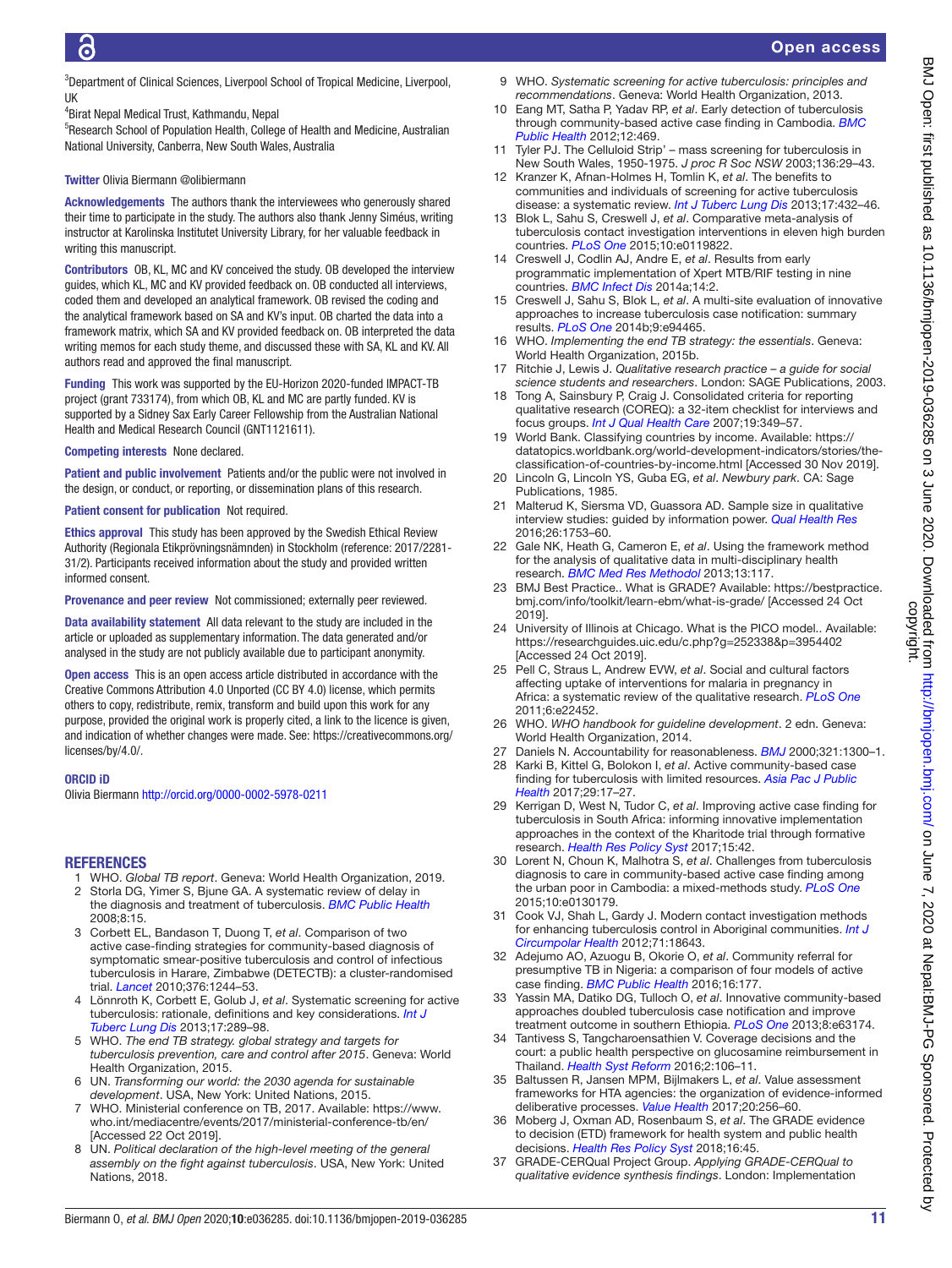[3]Department of Clinical Sciences, Liverpool School of Tropical Medicine, Liverpool, UK

[4]Birat Nepal Medical Trust, Kathmandu, Nepal

[5]Research School of Population Health, College of Health and Medicine, Australian National University, Canberra, New South Wales, Australia

**Twitter** Olivia Biermann @olibiermann

**Acknowledgements** The authors thank the interviewees who generously shared their time to participate in the study. The authors also thank Jenny Siméus, writing instructor at Karolinska Institutet University Library, for her valuable feedback in writing this manuscript.

**Contributors** OB, KL, MC and KV conceived the study. OB developed the interview guides, which KL, MC and KV provided feedback on. OB conducted all interviews, coded them and developed an analytical framework. OB revised the coding and the analytical framework based on SA and KV's input. OB charted the data into a framework matrix, which SA and KV provided feedback on. OB interpreted the data writing memos for each study theme, and discussed these with SA, KL and KV. All authors read and approved the final manuscript.

**Funding** This work was supported by the EU-Horizon 2020-funded IMPACT-TB project (grant 733174), from which OB, KL and MC are partly funded. KV is supported by a Sidney Sax Early Career Fellowship from the Australian National Health and Medical Research Council (GNT1121611).

**Competing interests** None declared.

**Patient and public involvement** Patients and/or the public were not involved in the design, or conduct, or reporting, or dissemination plans of this research.

**Patient consent for publication** Not required.

**Ethics approval** This study has been approved by the Swedish Ethical Review Authority (Regionala Etikprövningsnämnden) in Stockholm (reference: 2017/2281-31/2). Participants received information about the study and provided written informed consent.

**Provenance and peer review** Not commissioned; externally peer reviewed.

**Data availability statement** All data relevant to the study are included in the article or uploaded as supplementary information. The data generated and/or analysed in the study are not publicly available due to participant anonymity.

**Open access** This is an open access article distributed in accordance with the Creative Commons Attribution 4.0 Unported (CC BY 4.0) license, which permits others to copy, redistribute, remix, transform and build upon this work for any purpose, provided the original work is properly cited, a link to the licence is given, and indication of whether changes were made. See: https://creativecommons.org/licenses/by/4.0/.

**ORCID iD**

Olivia Biermann http://orcid.org/0000-0002-5978-0211

## REFERENCES

1. WHO. *Global TB report*. Geneva: World Health Organization, 2019.
2. Storla DG, Yimer S, Bjune GA. A systematic review of delay in the diagnosis and treatment of tuberculosis. *BMC Public Health* 2008;8:15.
3. Corbett EL, Bandason T, Duong T, *et al*. Comparison of two active case-finding strategies for community-based diagnosis of symptomatic smear-positive tuberculosis and control of infectious tuberculosis in Harare, Zimbabwe (DETECTB): a cluster-randomised trial. *Lancet* 2010;376:1244–53.
4. Lönnroth K, Corbett E, Golub J, *et al*. Systematic screening for active tuberculosis: rationale, definitions and key considerations. *Int J Tuberc Lung Dis* 2013;17:289–98.
5. WHO. *The end TB strategy. global strategy and targets for tuberculosis prevention, care and control after 2015*. Geneva: World Health Organization, 2015.
6. UN. *Transforming our world: the 2030 agenda for sustainable development*. USA, New York: United Nations, 2015.
7. WHO. Ministerial conference on TB, 2017. Available: https://www.who.int/mediacentre/events/2017/ministerial-conference-tb/en/ [Accessed 22 Oct 2019].
8. UN. *Political declaration of the high-level meeting of the general assembly on the fight against tuberculosis*. USA, New York: United Nations, 2018.
9. WHO. *Systematic screening for active tuberculosis: principles and recommendations*. Geneva: World Health Organization, 2013.
10. Eang MT, Satha P, Yadav RP, *et al*. Early detection of tuberculosis through community-based active case finding in Cambodia. *BMC Public Health* 2012;12:469.
11. Tyler PJ. The Celluloid Strip' – mass screening for tuberculosis in New South Wales, 1950-1975. *J proc R Soc NSW* 2003;136:29–43.
12. Kranzer K, Afnan-Holmes H, Tomlin K, *et al*. The benefits to communities and individuals of screening for active tuberculosis disease: a systematic review. *Int J Tuberc Lung Dis* 2013;17:432–46.
13. Blok L, Sahu S, Creswell J, *et al*. Comparative meta-analysis of tuberculosis contact investigation interventions in eleven high burden countries. *PLoS One* 2015;10:e0119822.
14. Creswell J, Codlin AJ, Andre E, *et al*. Results from early programmatic implementation of Xpert MTB/RIF testing in nine countries. *BMC Infect Dis* 2014a;14:2.
15. Creswell J, Sahu S, Blok L, *et al*. A multi-site evaluation of innovative approaches to increase tuberculosis case notification: summary results. *PLoS One* 2014b;9:e94465.
16. WHO. *Implementing the end TB strategy: the essentials*. Geneva: World Health Organization, 2015b.
17. Ritchie J, Lewis J. *Qualitative research practice – a guide for social science students and researchers*. London: SAGE Publications, 2003.
18. Tong A, Sainsbury P, Craig J. Consolidated criteria for reporting qualitative research (COREQ): a 32-item checklist for interviews and focus groups. *Int J Qual Health Care* 2007;19:349–57.
19. World Bank. Classifying countries by income. Available: https://datatopics.worldbank.org/world-development-indicators/stories/the-classification-of-countries-by-income.html [Accessed 30 Nov 2019].
20. Lincoln G, Lincoln YS, Guba EG, *et al*. *Newbury park*. CA: Sage Publications, 1985.
21. Malterud K, Siersma VD, Guassora AD. Sample size in qualitative interview studies: guided by information power. *Qual Health Res* 2016;26:1753–60.
22. Gale NK, Heath G, Cameron E, *et al*. Using the framework method for the analysis of qualitative data in multi-disciplinary health research. *BMC Med Res Methodol* 2013;13:117.
23. BMJ Best Practice.. What is GRADE? Available: https://bestpractice.bmj.com/info/toolkit/learn-ebm/what-is-grade/ [Accessed 24 Oct 2019].
24. University of Illinois at Chicago. What is the PICO model.. Available: https://researchguides.uic.edu/c.php?g=252338&p=3954402 [Accessed 24 Oct 2019].
25. Pell C, Straus L, Andrew EVW, *et al*. Social and cultural factors affecting uptake of interventions for malaria in pregnancy in Africa: a systematic review of the qualitative research. *PLoS One* 2011;6:e22452.
26. WHO. *WHO handbook for guideline development*. 2 edn. Geneva: World Health Organization, 2014.
27. Daniels N. Accountability for reasonableness. *BMJ* 2000;321:1300–1.
28. Karki B, Kittel G, Bolokon I, *et al*. Active community-based case finding for tuberculosis with limited resources. *Asia Pac J Public Health* 2017;29:17–27.
29. Kerrigan D, West N, Tudor C, *et al*. Improving active case finding for tuberculosis in South Africa: informing innovative implementation approaches in the context of the Kharitode trial through formative research. *Health Res Policy Syst* 2017;15:42.
30. Lorent N, Choun K, Malhotra S, *et al*. Challenges from tuberculosis diagnosis to care in community-based active case finding among the urban poor in Cambodia: a mixed-methods study. *PLoS One* 2015;10:e0130179.
31. Cook VJ, Shah L, Gardy J. Modern contact investigation methods for enhancing tuberculosis control in Aboriginal communities. *Int J Circumpolar Health* 2012;71:18643.
32. Adejumo AO, Azuogu B, Okorie O, *et al*. Community referral for presumptive TB in Nigeria: a comparison of four models of active case finding. *BMC Public Health* 2016;16:177.
33. Yassin MA, Datiko DG, Tulloch O, *et al*. Innovative community-based approaches doubled tuberculosis case notification and improve treatment outcome in southern Ethiopia. *PLoS One* 2013;8:e63174.
34. Tantivess S, Tangcharoensathien V. Coverage decisions and the court: a public health perspective on glucosamine reimbursement in Thailand. *Health Syst Reform* 2016;2:106–11.
35. Baltussen R, Jansen MPM, Bijlmakers L, *et al*. Value assessment frameworks for HTA agencies: the organization of evidence-informed deliberative processes. *Value Health* 2017;20:256–60.
36. Moberg J, Oxman AD, Rosenbaum S, *et al*. The GRADE evidence to decision (ETD) framework for health system and public health decisions. *Health Res Policy Syst* 2018;16:45.
37. GRADE-CERQual Project Group. *Applying GRADE-CERQual to qualitative evidence synthesis findings*. London: Implementation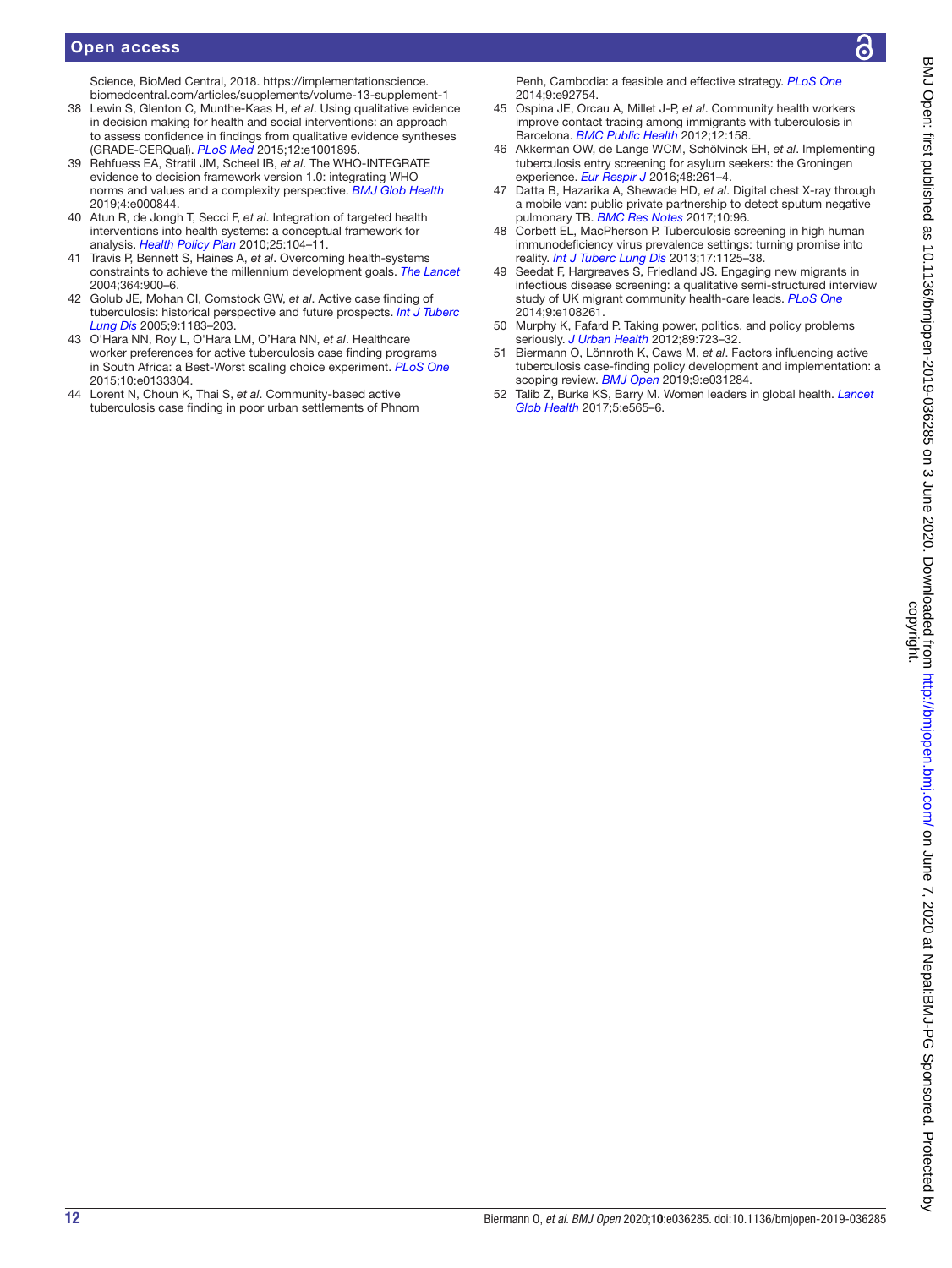Science, BioMed Central, 2018. https://implementationscience.biomedcentral.com/articles/supplements/volume-13-supplement-1

38 Lewin S, Glenton C, Munthe-Kaas H, *et al*. Using qualitative evidence in decision making for health and social interventions: an approach to assess confidence in findings from qualitative evidence syntheses (GRADE-CERQual). *PLoS Med* 2015;12:e1001895.

39 Rehfuess EA, Stratil JM, Scheel IB, *et al*. The WHO-INTEGRATE evidence to decision framework version 1.0: integrating WHO norms and values and a complexity perspective. *BMJ Glob Health* 2019;4:e000844.

40 Atun R, de Jongh T, Secci F, *et al*. Integration of targeted health interventions into health systems: a conceptual framework for analysis. *Health Policy Plan* 2010;25:104–11.

41 Travis P, Bennett S, Haines A, *et al*. Overcoming health-systems constraints to achieve the millennium development goals. *The Lancet* 2004;364:900–6.

42 Golub JE, Mohan CI, Comstock GW, *et al*. Active case finding of tuberculosis: historical perspective and future prospects. *Int J Tuberc Lung Dis* 2005;9:1183–203.

43 O'Hara NN, Roy L, O'Hara LM, O'Hara NN, *et al*. Healthcare worker preferences for active tuberculosis case finding programs in South Africa: a Best-Worst scaling choice experiment. *PLoS One* 2015;10:e0133304.

44 Lorent N, Choun K, Thai S, *et al*. Community-based active tuberculosis case finding in poor urban settlements of Phnom Penh, Cambodia: a feasible and effective strategy. *PLoS One* 2014;9:e92754.

45 Ospina JE, Orcau A, Millet J-P, *et al*. Community health workers improve contact tracing among immigrants with tuberculosis in Barcelona. *BMC Public Health* 2012;12:158.

46 Akkerman OW, de Lange WCM, Schölvinck EH, *et al*. Implementing tuberculosis entry screening for asylum seekers: the Groningen experience. *Eur Respir J* 2016;48:261–4.

47 Datta B, Hazarika A, Shewade HD, *et al*. Digital chest X-ray through a mobile van: public private partnership to detect sputum negative pulmonary TB. *BMC Res Notes* 2017;10:96.

48 Corbett EL, MacPherson P. Tuberculosis screening in high human immunodeficiency virus prevalence settings: turning promise into reality. *Int J Tuberc Lung Dis* 2013;17:1125–38.

49 Seedat F, Hargreaves S, Friedland JS. Engaging new migrants in infectious disease screening: a qualitative semi-structured interview study of UK migrant community health-care leads. *PLoS One* 2014;9:e108261.

50 Murphy K, Fafard P. Taking power, politics, and policy problems seriously. *J Urban Health* 2012;89:723–32.

51 Biermann O, Lönnroth K, Caws M, *et al*. Factors influencing active tuberculosis case-finding policy development and implementation: a scoping review. *BMJ Open* 2019;9:e031284.

52 Talib Z, Burke KS, Barry M. Women leaders in global health. *Lancet Glob Health* 2017;5:e565–6.